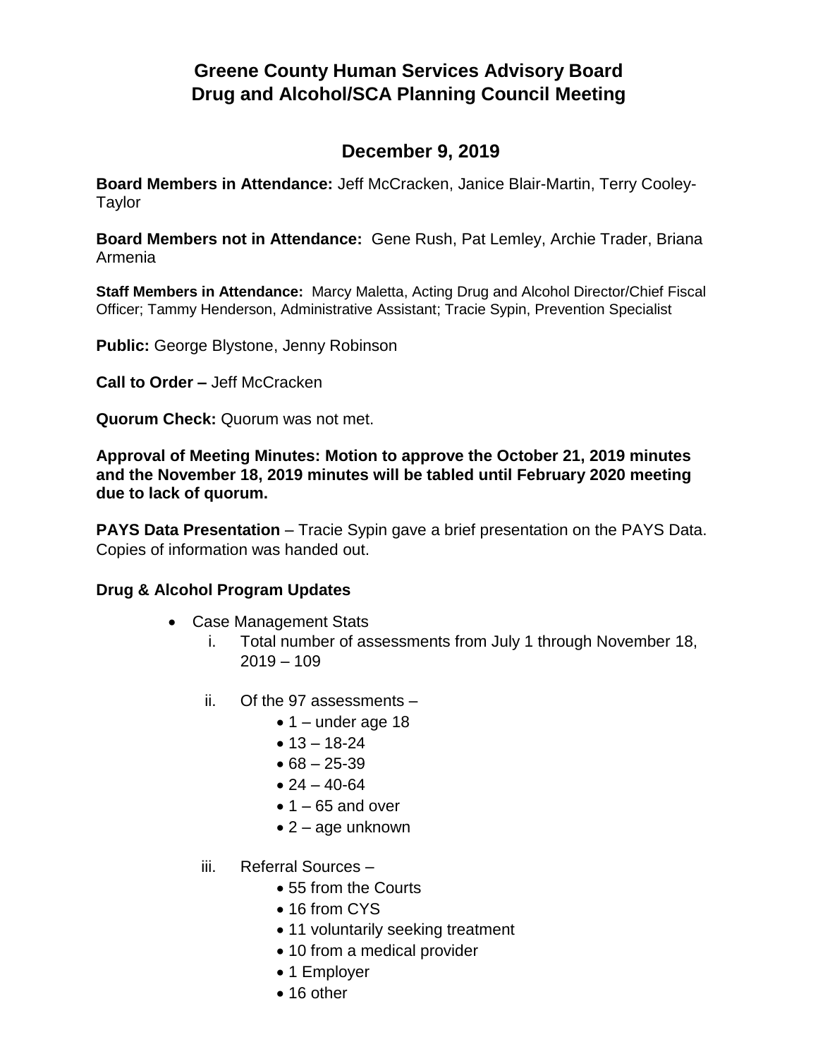# Greene County Human Services Advisory Board
# Drug and Alcohol/SCA Planning Council Meeting

## December 9, 2019

**Board Members in Attendance:** Jeff McCracken, Janice Blair-Martin, Terry Cooley-Taylor

**Board Members not in Attendance:** Gene Rush, Pat Lemley, Archie Trader, Briana Armenia

**Staff Members in Attendance:** Marcy Maletta, Acting Drug and Alcohol Director/Chief Fiscal Officer; Tammy Henderson, Administrative Assistant; Tracie Sypin, Prevention Specialist

**Public:** George Blystone, Jenny Robinson

**Call to Order –** Jeff McCracken

**Quorum Check:** Quorum was not met.

**Approval of Meeting Minutes: Motion to approve the October 21, 2019 minutes and the November 18, 2019 minutes will be tabled until February 2020 meeting due to lack of quorum.**

**PAYS Data Presentation** – Tracie Sypin gave a brief presentation on the PAYS Data. Copies of information was handed out.

**Drug & Alcohol Program Updates**

- Case Management Stats
  i. Total number of assessments from July 1 through November 18, 2019 – 109

  ii. Of the 97 assessments –
     - 1 – under age 18
     - 13 – 18-24
     - 68 – 25-39
     - 24 – 40-64
     - 1 – 65 and over
     - 2 – age unknown

  iii. Referral Sources –
     - 55 from the Courts
     - 16 from CYS
     - 11 voluntarily seeking treatment
     - 10 from a medical provider
     - 1 Employer
     - 16 other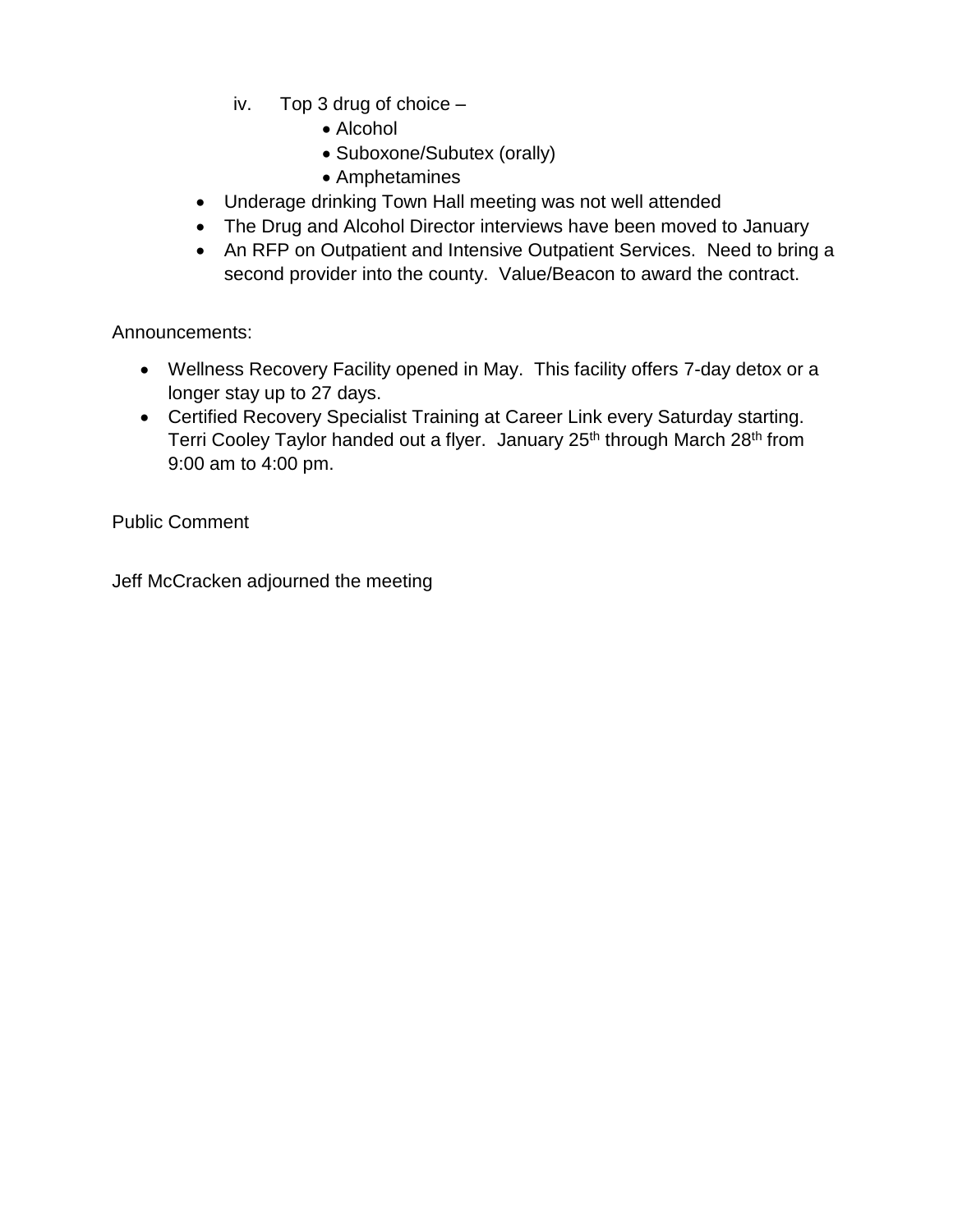iv. Top 3 drug of choice –
    - Alcohol
    - Suboxone/Subutex (orally)
    - Amphetamines

- Underage drinking Town Hall meeting was not well attended
- The Drug and Alcohol Director interviews have been moved to January
- An RFP on Outpatient and Intensive Outpatient Services. Need to bring a second provider into the county. Value/Beacon to award the contract.

Announcements:

- Wellness Recovery Facility opened in May. This facility offers 7-day detox or a longer stay up to 27 days.
- Certified Recovery Specialist Training at Career Link every Saturday starting. Terri Cooley Taylor handed out a flyer. January 25th through March 28th from 9:00 am to 4:00 pm.

Public Comment

Jeff McCracken adjourned the meeting